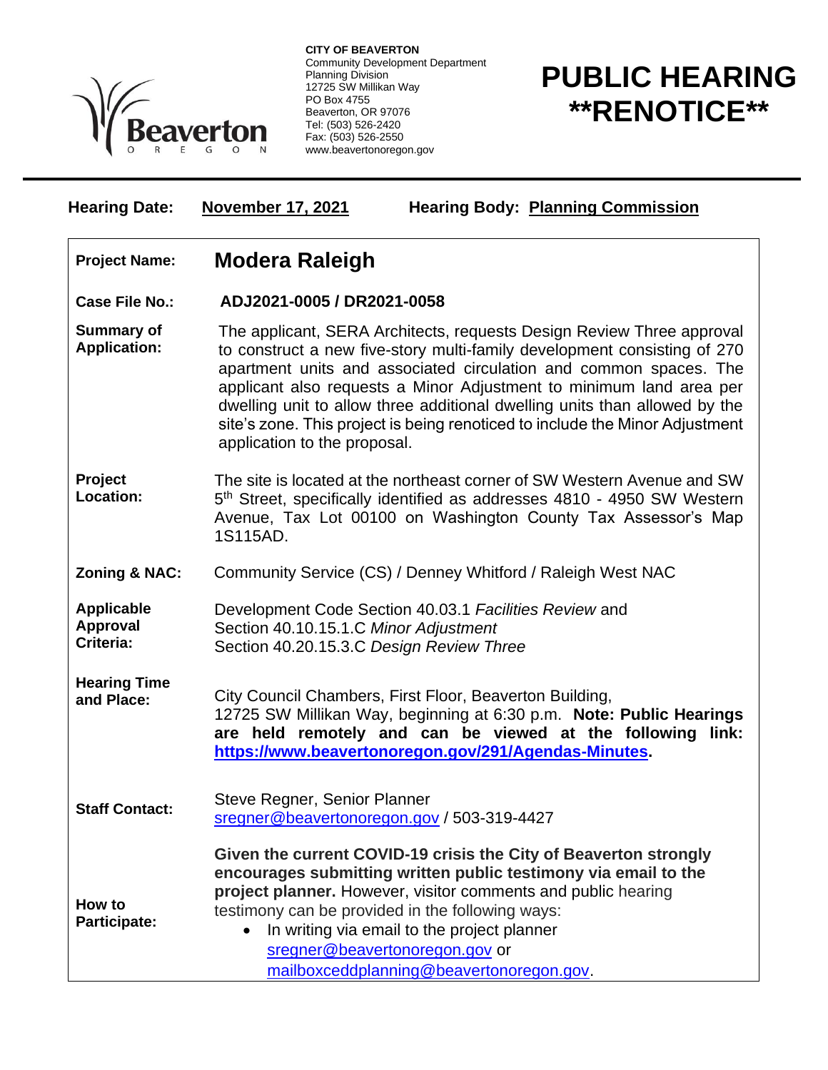**CITY OF BEAVERTON**
Community Development Department
Planning Division
12725 SW Millikan Way
PO Box 4755
Beaverton, OR 97076
Tel: (503) 526-2420
Fax: (503) 526-2550
www.beavertonoregon.gov

# PUBLIC HEARING **RENOTICE**

**Hearing Date:** November 17, 2021 **Hearing Body:** Planning Commission

| | |
|---|---|
| **Project Name:** | **Modera Raleigh** |
| **Case File No.:** | **ADJ2021-0005 / DR2021-0058** |
| **Summary of Application:** | The applicant, SERA Architects, requests Design Review Three approval to construct a new five-story multi-family development consisting of 270 apartment units and associated circulation and common spaces. The applicant also requests a Minor Adjustment to minimum land area per dwelling unit to allow three additional dwelling units than allowed by the site's zone. This project is being renoticed to include the Minor Adjustment application to the proposal. |
| **Project Location:** | The site is located at the northeast corner of SW Western Avenue and SW 5th Street, specifically identified as addresses 4810 - 4950 SW Western Avenue, Tax Lot 00100 on Washington County Tax Assessor's Map 1S115AD. |
| **Zoning & NAC:** | Community Service (CS) / Denney Whitford / Raleigh West NAC |
| **Applicable Approval Criteria:** | Development Code Section 40.03.1 *Facilities Review* and Section 40.10.15.1.C *Minor Adjustment* Section 40.20.15.3.C *Design Review Three* |
| **Hearing Time and Place:** | City Council Chambers, First Floor, Beaverton Building, 12725 SW Millikan Way, beginning at 6:30 p.m. **Note: Public Hearings are held remotely and can be viewed at the following link: https://www.beavertonoregon.gov/291/Agendas-Minutes.** |
| **Staff Contact:** | Steve Regner, Senior Planner sregner@beavertonoregon.gov / 503-319-4427 |
| **How to Participate:** | **Given the current COVID-19 crisis the City of Beaverton strongly encourages submitting written public testimony via email to the project planner.** However, visitor comments and public hearing testimony can be provided in the following ways:<br>• In writing via email to the project planner sregner@beavertonoregon.gov or mailboxceddplanning@beavertonoregon.gov. |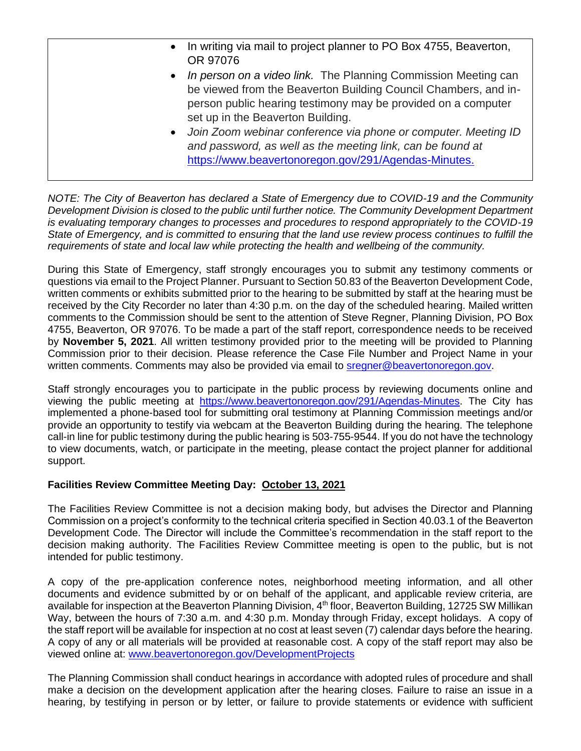- In writing via mail to project planner to PO Box 4755, Beaverton, OR 97076
- *In person on a video link.* The Planning Commission Meeting can be viewed from the Beaverton Building Council Chambers, and in-person public hearing testimony may be provided on a computer set up in the Beaverton Building.
- *Join Zoom webinar conference via phone or computer. Meeting ID and password, as well as the meeting link, can be found at* https://www.beavertonoregon.gov/291/Agendas-Minutes.

*NOTE: The City of Beaverton has declared a State of Emergency due to COVID-19 and the Community Development Division is closed to the public until further notice. The Community Development Department is evaluating temporary changes to processes and procedures to respond appropriately to the COVID-19 State of Emergency, and is committed to ensuring that the land use review process continues to fulfill the requirements of state and local law while protecting the health and wellbeing of the community.*

During this State of Emergency, staff strongly encourages you to submit any testimony comments or questions via email to the Project Planner. Pursuant to Section 50.83 of the Beaverton Development Code, written comments or exhibits submitted prior to the hearing to be submitted by staff at the hearing must be received by the City Recorder no later than 4:30 p.m. on the day of the scheduled hearing. Mailed written comments to the Commission should be sent to the attention of Steve Regner, Planning Division, PO Box 4755, Beaverton, OR 97076. To be made a part of the staff report, correspondence needs to be received by **November 5, 2021**. All written testimony provided prior to the meeting will be provided to Planning Commission prior to their decision. Please reference the Case File Number and Project Name in your written comments. Comments may also be provided via email to sregner@beavertonoregon.gov.

Staff strongly encourages you to participate in the public process by reviewing documents online and viewing the public meeting at https://www.beavertonoregon.gov/291/Agendas-Minutes. The City has implemented a phone-based tool for submitting oral testimony at Planning Commission meetings and/or provide an opportunity to testify via webcam at the Beaverton Building during the hearing. The telephone call-in line for public testimony during the public hearing is 503-755-9544. If you do not have the technology to view documents, watch, or participate in the meeting, please contact the project planner for additional support.

**Facilities Review Committee Meeting Day: October 13, 2021**

The Facilities Review Committee is not a decision making body, but advises the Director and Planning Commission on a project's conformity to the technical criteria specified in Section 40.03.1 of the Beaverton Development Code. The Director will include the Committee's recommendation in the staff report to the decision making authority. The Facilities Review Committee meeting is open to the public, but is not intended for public testimony.

A copy of the pre-application conference notes, neighborhood meeting information, and all other documents and evidence submitted by or on behalf of the applicant, and applicable review criteria, are available for inspection at the Beaverton Planning Division, 4th floor, Beaverton Building, 12725 SW Millikan Way, between the hours of 7:30 a.m. and 4:30 p.m. Monday through Friday, except holidays. A copy of the staff report will be available for inspection at no cost at least seven (7) calendar days before the hearing. A copy of any or all materials will be provided at reasonable cost. A copy of the staff report may also be viewed online at: www.beavertonoregon.gov/DevelopmentProjects

The Planning Commission shall conduct hearings in accordance with adopted rules of procedure and shall make a decision on the development application after the hearing closes. Failure to raise an issue in a hearing, by testifying in person or by letter, or failure to provide statements or evidence with sufficient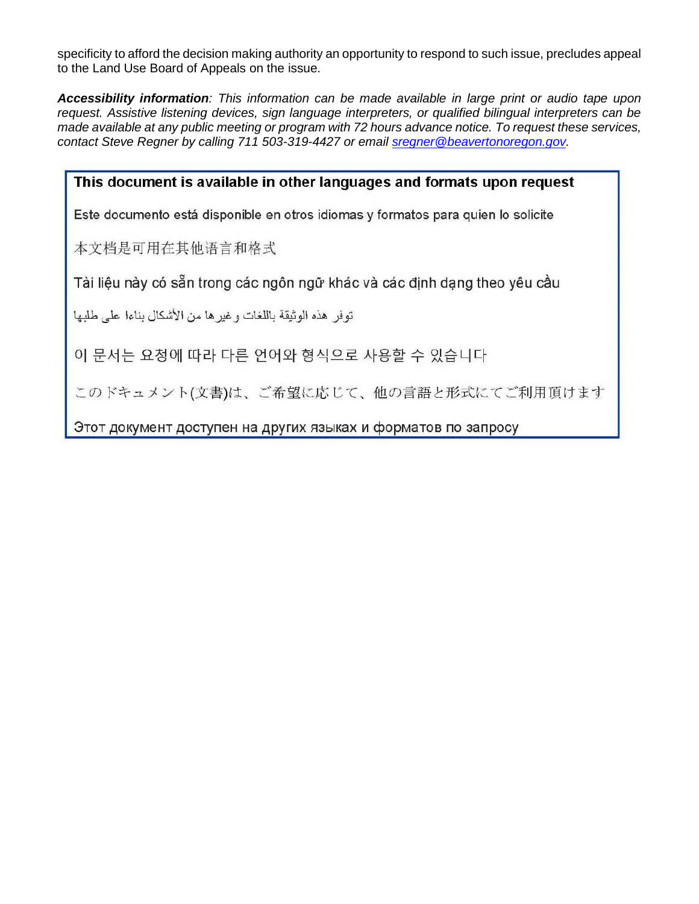specificity to afford the decision making authority an opportunity to respond to such issue, precludes appeal to the Land Use Board of Appeals on the issue.

***Accessibility information**: This information can be made available in large print or audio tape upon request. Assistive listening devices, sign language interpreters, or qualified bilingual interpreters can be made available at any public meeting or program with 72 hours advance notice. To request these services, contact Steve Regner by calling 711 503-319-4427 or email [sregner@beavertonoregon.gov](mailto:sregner@beavertonoregon.gov).*

**This document is available in other languages and formats upon request**

Este documento está disponible en otros idiomas y formatos para quien lo solicite

本文档是可用在其他语言和格式

Tài liệu này có sẵn trong các ngôn ngữ khác và các định dạng theo yêu cầu

توفر هذه الوثيقة باللغات وغيرها من الأشكال بناءا على طلبها

이 문서는 요청에 따라 다른 언어와 형식으로 사용할 수 있습니다

このドキュメント(文書)は、ご希望に応じて、他の言語と形式にてご利用頂けます

Этот документ доступен на других языках и форматов по запросу